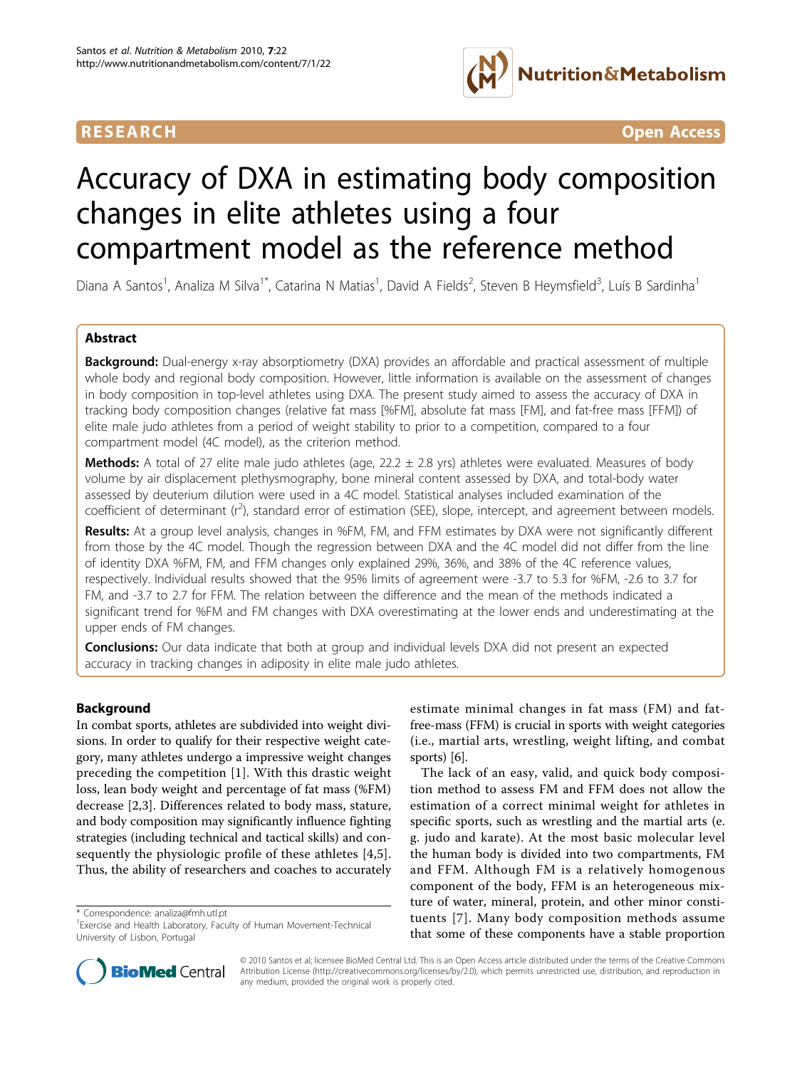RESEARCH Open Access

# Accuracy of DXA in estimating body composition changes in elite athletes using a four compartment model as the reference method

Diana A Santos[1], Analiza M Silva[1*], Catarina N Matias[1], David A Fields[2], Steven B Heymsfield[3], Luís B Sardinha[1]

## Abstract

**Background:** Dual-energy x-ray absorptiometry (DXA) provides an affordable and practical assessment of multiple whole body and regional body composition. However, little information is available on the assessment of changes in body composition in top-level athletes using DXA. The present study aimed to assess the accuracy of DXA in tracking body composition changes (relative fat mass [%FM], absolute fat mass [FM], and fat-free mass [FFM]) of elite male judo athletes from a period of weight stability to prior to a competition, compared to a four compartment model (4C model), as the criterion method.

**Methods:** A total of 27 elite male judo athletes (age, 22.2 ± 2.8 yrs) athletes were evaluated. Measures of body volume by air displacement plethysmography, bone mineral content assessed by DXA, and total-body water assessed by deuterium dilution were used in a 4C model. Statistical analyses included examination of the coefficient of determinant ($r^2$), standard error of estimation (SEE), slope, intercept, and agreement between models.

**Results:** At a group level analysis, changes in %FM, FM, and FFM estimates by DXA were not significantly different from those by the 4C model. Though the regression between DXA and the 4C model did not differ from the line of identity DXA %FM, FM, and FFM changes only explained 29%, 36%, and 38% of the 4C reference values, respectively. Individual results showed that the 95% limits of agreement were -3.7 to 5.3 for %FM, -2.6 to 3.7 for FM, and -3.7 to 2.7 for FFM. The relation between the difference and the mean of the methods indicated a significant trend for %FM and FM changes with DXA overestimating at the lower ends and underestimating at the upper ends of FM changes.

**Conclusions:** Our data indicate that both at group and individual levels DXA did not present an expected accuracy in tracking changes in adiposity in elite male judo athletes.

## Background

In combat sports, athletes are subdivided into weight divisions. In order to qualify for their respective weight category, many athletes undergo a impressive weight changes preceding the competition [1]. With this drastic weight loss, lean body weight and percentage of fat mass (%FM) decrease [2,3]. Differences related to body mass, stature, and body composition may significantly influence fighting strategies (including technical and tactical skills) and consequently the physiologic profile of these athletes [4,5]. Thus, the ability of researchers and coaches to accurately estimate minimal changes in fat mass (FM) and fat-free-mass (FFM) is crucial in sports with weight categories (i.e., martial arts, wrestling, weight lifting, and combat sports) [6].

The lack of an easy, valid, and quick body composition method to assess FM and FFM does not allow the estimation of a correct minimal weight for athletes in specific sports, such as wrestling and the martial arts (e.g. judo and karate). At the most basic molecular level the human body is divided into two compartments, FM and FFM. Although FM is a relatively homogenous component of the body, FFM is an heterogeneous mixture of water, mineral, protein, and other minor constituents [7]. Many body composition methods assume that some of these components have a stable proportion

\* Correspondence: analiza@fmh.utl.pt
[1]Exercise and Health Laboratory, Faculty of Human Movement-Technical University of Lisbon, Portugal

© 2010 Santos et al; licensee BioMed Central Ltd. This is an Open Access article distributed under the terms of the Creative Commons Attribution License (http://creativecommons.org/licenses/by/2.0), which permits unrestricted use, distribution, and reproduction in any medium, provided the original work is properly cited.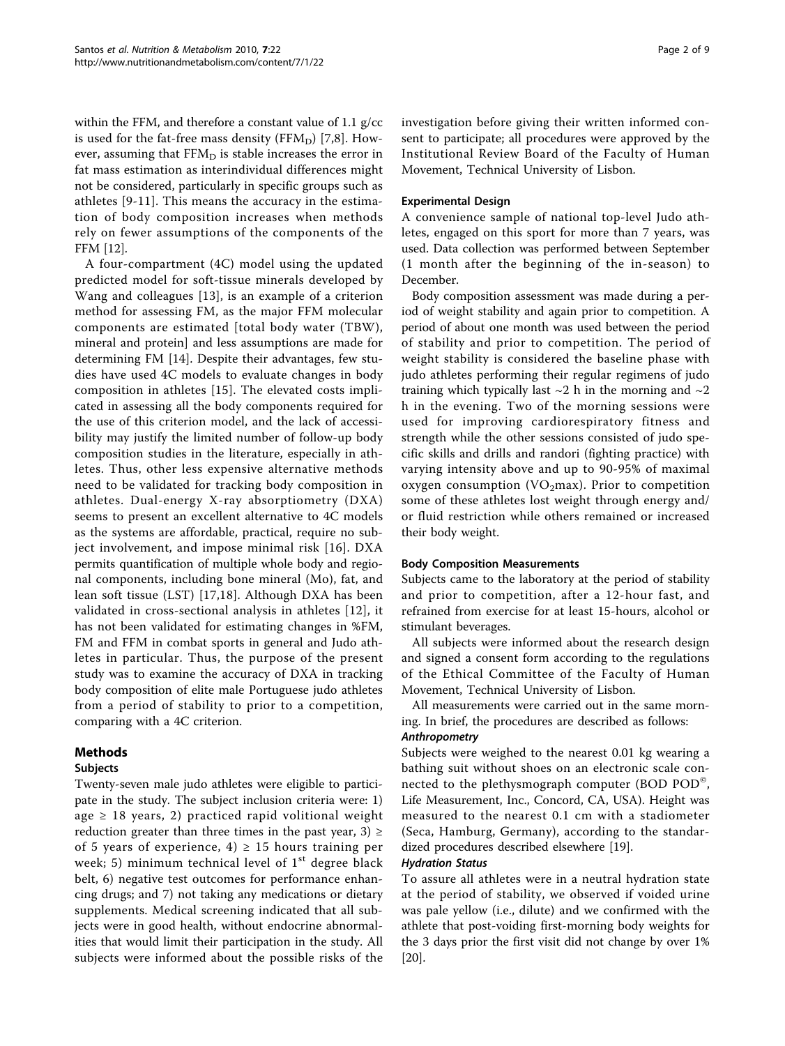within the FFM, and therefore a constant value of 1.1 g/cc is used for the fat-free mass density ($FFM_D$) [7,8]. However, assuming that $FFM_D$ is stable increases the error in fat mass estimation as interindividual differences might not be considered, particularly in specific groups such as athletes [9-11]. This means the accuracy in the estimation of body composition increases when methods rely on fewer assumptions of the components of the FFM [12].

A four-compartment (4C) model using the updated predicted model for soft-tissue minerals developed by Wang and colleagues [13], is an example of a criterion method for assessing FM, as the major FFM molecular components are estimated [total body water (TBW), mineral and protein] and less assumptions are made for determining FM [14]. Despite their advantages, few studies have used 4C models to evaluate changes in body composition in athletes [15]. The elevated costs implicated in assessing all the body components required for the use of this criterion model, and the lack of accessibility may justify the limited number of follow-up body composition studies in the literature, especially in athletes. Thus, other less expensive alternative methods need to be validated for tracking body composition in athletes. Dual-energy X-ray absorptiometry (DXA) seems to present an excellent alternative to 4C models as the systems are affordable, practical, require no subject involvement, and impose minimal risk [16]. DXA permits quantification of multiple whole body and regional components, including bone mineral (Mo), fat, and lean soft tissue (LST) [17,18]. Although DXA has been validated in cross-sectional analysis in athletes [12], it has not been validated for estimating changes in %FM, FM and FFM in combat sports in general and Judo athletes in particular. Thus, the purpose of the present study was to examine the accuracy of DXA in tracking body composition of elite male Portuguese judo athletes from a period of stability to prior to a competition, comparing with a 4C criterion.

## Methods

### Subjects

Twenty-seven male judo athletes were eligible to participate in the study. The subject inclusion criteria were: 1) age ≥ 18 years, 2) practiced rapid volitional weight reduction greater than three times in the past year, 3) ≥ of 5 years of experience, 4) ≥ 15 hours training per week; 5) minimum technical level of 1st degree black belt, 6) negative test outcomes for performance enhancing drugs; and 7) not taking any medications or dietary supplements. Medical screening indicated that all subjects were in good health, without endocrine abnormalities that would limit their participation in the study. All subjects were informed about the possible risks of the investigation before giving their written informed consent to participate; all procedures were approved by the Institutional Review Board of the Faculty of Human Movement, Technical University of Lisbon.

### Experimental Design

A convenience sample of national top-level Judo athletes, engaged on this sport for more than 7 years, was used. Data collection was performed between September (1 month after the beginning of the in-season) to December.

Body composition assessment was made during a period of weight stability and again prior to competition. A period of about one month was used between the period of stability and prior to competition. The period of weight stability is considered the baseline phase with judo athletes performing their regular regimens of judo training which typically last ~2 h in the morning and ~2 h in the evening. Two of the morning sessions were used for improving cardiorespiratory fitness and strength while the other sessions consisted of judo specific skills and drills and randori (fighting practice) with varying intensity above and up to 90-95% of maximal oxygen consumption ($VO_2$max). Prior to competition some of these athletes lost weight through energy and/or fluid restriction while others remained or increased their body weight.

### Body Composition Measurements

Subjects came to the laboratory at the period of stability and prior to competition, after a 12-hour fast, and refrained from exercise for at least 15-hours, alcohol or stimulant beverages.

All subjects were informed about the research design and signed a consent form according to the regulations of the Ethical Committee of the Faculty of Human Movement, Technical University of Lisbon.

All measurements were carried out in the same morning. In brief, the procedures are described as follows:

#### *Anthropometry*

Subjects were weighed to the nearest 0.01 kg wearing a bathing suit without shoes on an electronic scale connected to the plethysmograph computer (BOD POD©, Life Measurement, Inc., Concord, CA, USA). Height was measured to the nearest 0.1 cm with a stadiometer (Seca, Hamburg, Germany), according to the standardized procedures described elsewhere [19].

#### *Hydration Status*

To assure all athletes were in a neutral hydration state at the period of stability, we observed if voided urine was pale yellow (i.e., dilute) and we confirmed with the athlete that post-voiding first-morning body weights for the 3 days prior the first visit did not change by over 1% [20].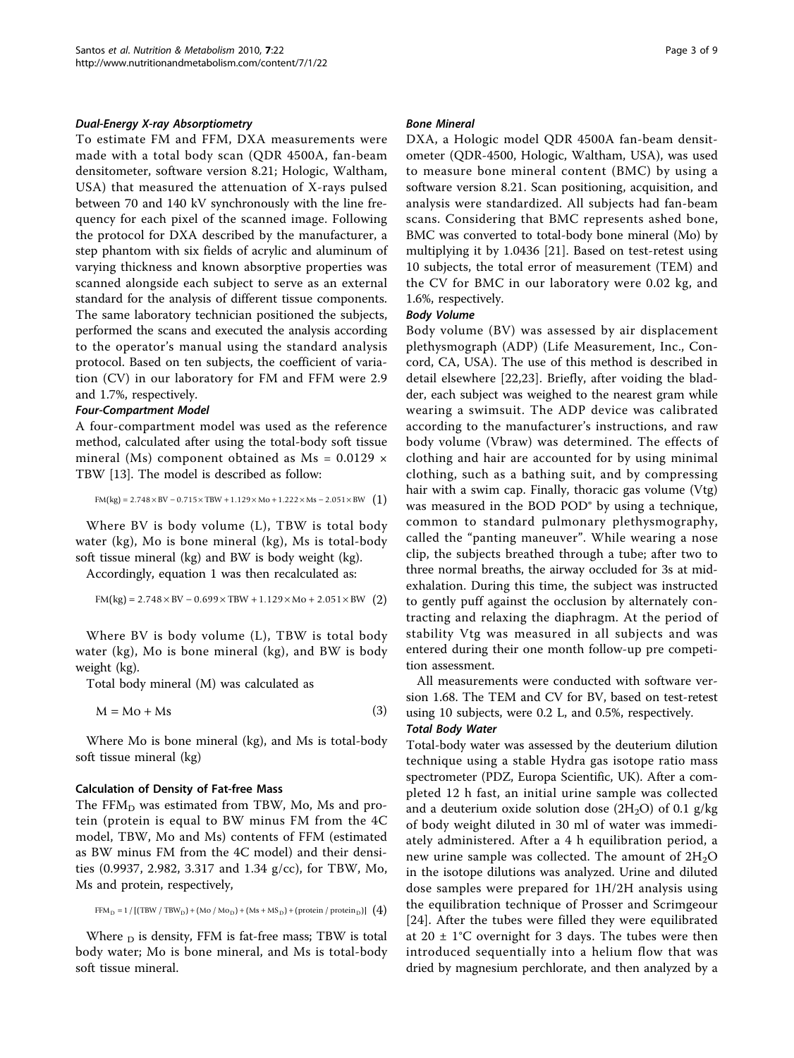### *Dual-Energy X-ray Absorptiometry*

To estimate FM and FFM, DXA measurements were made with a total body scan (QDR 4500A, fan-beam densitometer, software version 8.21; Hologic, Waltham, USA) that measured the attenuation of X-rays pulsed between 70 and 140 kV synchronously with the line frequency for each pixel of the scanned image. Following the protocol for DXA described by the manufacturer, a step phantom with six fields of acrylic and aluminum of varying thickness and known absorptive properties was scanned alongside each subject to serve as an external standard for the analysis of different tissue components. The same laboratory technician positioned the subjects, performed the scans and executed the analysis according to the operator's manual using the standard analysis protocol. Based on ten subjects, the coefficient of variation (CV) in our laboratory for FM and FFM were 2.9 and 1.7%, respectively.

### *Four-Compartment Model*

A four-compartment model was used as the reference method, calculated after using the total-body soft tissue mineral (Ms) component obtained as Ms = 0.0129 × TBW [13]. The model is described as follow:

$$\text{FM(kg)} = 2.748 \times \text{BV} - 0.715 \times \text{TBW} + 1.129 \times \text{Mo} + 1.222 \times \text{Ms} - 2.051 \times \text{BW} \quad (1)$$

Where BV is body volume (L), TBW is total body water (kg), Mo is bone mineral (kg), Ms is total-body soft tissue mineral (kg) and BW is body weight (kg).

Accordingly, equation 1 was then recalculated as:

$$\text{FM(kg)} = 2.748 \times \text{BV} - 0.699 \times \text{TBW} + 1.129 \times \text{Mo} + 2.051 \times \text{BW} \quad (2)$$

Where BV is body volume (L), TBW is total body water (kg), Mo is bone mineral (kg), and BW is body weight (kg).

Total body mineral (M) was calculated as

$$\text{M} = \text{Mo} + \text{Ms} \quad (3)$$

Where Mo is bone mineral (kg), and Ms is total-body soft tissue mineral (kg)

## Calculation of Density of Fat-free Mass

The $\text{FFM}_\text{D}$ was estimated from TBW, Mo, Ms and protein (protein is equal to BW minus FM from the 4C model, TBW, Mo and Ms) contents of FFM (estimated as BW minus FM from the 4C model) and their densities (0.9937, 2.982, 3.317 and 1.34 g/cc), for TBW, Mo, Ms and protein, respectively,

$$\text{FFM}_\text{D} = 1 / [(\text{TBW} / \text{TBW}_\text{D}) + (\text{Mo} / \text{Mo}_\text{D}) + (\text{Ms} + \text{MS}_\text{D}) + (\text{protein} / \text{protein}_\text{D})] \quad (4)$$

Where $_\text{D}$ is density, FFM is fat-free mass; TBW is total body water; Mo is bone mineral, and Ms is total-body soft tissue mineral.

### *Bone Mineral*

DXA, a Hologic model QDR 4500A fan-beam densitometer (QDR-4500, Hologic, Waltham, USA), was used to measure bone mineral content (BMC) by using a software version 8.21. Scan positioning, acquisition, and analysis were standardized. All subjects had fan-beam scans. Considering that BMC represents ashed bone, BMC was converted to total-body bone mineral (Mo) by multiplying it by 1.0436 [21]. Based on test-retest using 10 subjects, the total error of measurement (TEM) and the CV for BMC in our laboratory were 0.02 kg, and 1.6%, respectively.

### *Body Volume*

Body volume (BV) was assessed by air displacement plethysmograph (ADP) (Life Measurement, Inc., Concord, CA, USA). The use of this method is described in detail elsewhere [22,23]. Briefly, after voiding the bladder, each subject was weighed to the nearest gram while wearing a swimsuit. The ADP device was calibrated according to the manufacturer's instructions, and raw body volume (Vbraw) was determined. The effects of clothing and hair are accounted for by using minimal clothing, such as a bathing suit, and by compressing hair with a swim cap. Finally, thoracic gas volume (Vtg) was measured in the BOD POD® by using a technique, common to standard pulmonary plethysmography, called the "panting maneuver". While wearing a nose clip, the subjects breathed through a tube; after two to three normal breaths, the airway occluded for 3s at mid-exhalation. During this time, the subject was instructed to gently puff against the occlusion by alternately contracting and relaxing the diaphragm. At the period of stability Vtg was measured in all subjects and was entered during their one month follow-up pre competition assessment.

All measurements were conducted with software version 1.68. The TEM and CV for BV, based on test-retest using 10 subjects, were 0.2 L, and 0.5%, respectively.

### *Total Body Water*

Total-body water was assessed by the deuterium dilution technique using a stable Hydra gas isotope ratio mass spectrometer (PDZ, Europa Scientific, UK). After a completed 12 h fast, an initial urine sample was collected and a deuterium oxide solution dose ($^2H_2O$) of 0.1 g/kg of body weight diluted in 30 ml of water was immediately administered. After a 4 h equilibration period, a new urine sample was collected. The amount of $^2H_2O$ in the isotope dilutions was analyzed. Urine and diluted dose samples were prepared for 1H/2H analysis using the equilibration technique of Prosser and Scrimgeour [24]. After the tubes were filled they were equilibrated at 20 ± 1°C overnight for 3 days. The tubes were then introduced sequentially into a helium flow that was dried by magnesium perchlorate, and then analyzed by a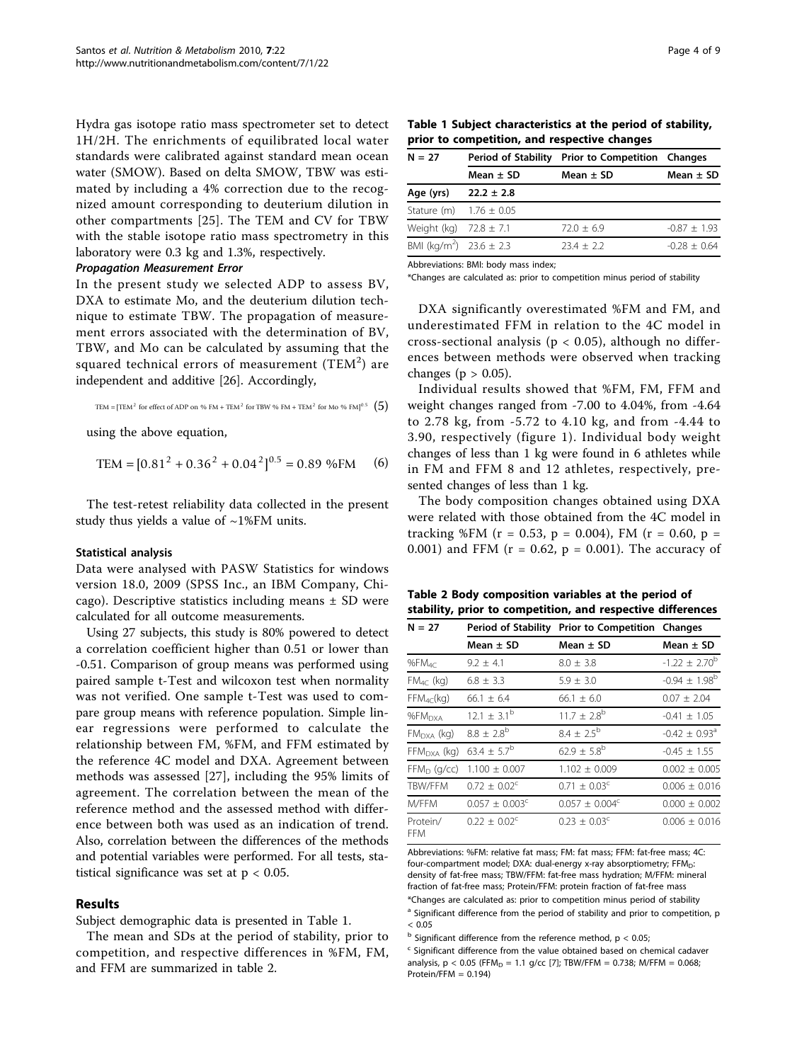Hydra gas isotope ratio mass spectrometer set to detect 1H/2H. The enrichments of equilibrated local water standards were calibrated against standard mean ocean water (SMOW). Based on delta SMOW, TBW was estimated by including a 4% correction due to the recognized amount corresponding to deuterium dilution in other compartments [25]. The TEM and CV for TBW with the stable isotope ratio mass spectrometry in this laboratory were 0.3 kg and 1.3%, respectively.

***Propagation Measurement Error***

In the present study we selected ADP to assess BV, DXA to estimate Mo, and the deuterium dilution technique to estimate TBW. The propagation of measurement errors associated with the determination of BV, TBW, and Mo can be calculated by assuming that the squared technical errors of measurement ($TEM^2$) are independent and additive [26]. Accordingly,

$$\text{TEM} = [\text{TEM}^2 \text{ for effect of ADP on \% FM} + \text{TEM}^2 \text{ for TBW \% FM} + \text{TEM}^2 \text{ for Mo \% FM}]^{0.5} \quad (5)$$

using the above equation,

$$\text{TEM} = [0.81^2 + 0.36^2 + 0.04^2]^{0.5} = 0.89 \text{ \%FM} \quad (6)$$

The test-retest reliability data collected in the present study thus yields a value of ~1%FM units.

### Statistical analysis

Data were analysed with PASW Statistics for windows version 18.0, 2009 (SPSS Inc., an IBM Company, Chicago). Descriptive statistics including means ± SD were calculated for all outcome measurements.

Using 27 subjects, this study is 80% powered to detect a correlation coefficient higher than 0.51 or lower than -0.51. Comparison of group means was performed using paired sample t-Test and wilcoxon test when normality was not verified. One sample t-Test was used to compare group means with reference population. Simple linear regressions were performed to calculate the relationship between FM, %FM, and FFM estimated by the reference 4C model and DXA. Agreement between methods was assessed [27], including the 95% limits of agreement. The correlation between the mean of the reference method and the assessed method with difference between both was used as an indication of trend. Also, correlation between the differences of the methods and potential variables were performed. For all tests, statistical significance was set at $p < 0.05$.

## Results

Subject demographic data is presented in Table 1.

The mean and SDs at the period of stability, prior to competition, and respective differences in %FM, FM, and FFM are summarized in table 2.

**Table 1 Subject characteristics at the period of stability, prior to competition, and respective changes**

| N = 27 | Period of Stability | Prior to Competition | Changes |
|---|---|---|---|
| | Mean ± SD | Mean ± SD | Mean ± SD |
| **Age (yrs)** | **22.2 ± 2.8** | | |
| Stature (m) | 1.76 ± 0.05 | | |
| Weight (kg) | 72.8 ± 7.1 | 72.0 ± 6.9 | -0.87 ± 1.93 |
| BMI (kg/m$^2$) | 23.6 ± 2.3 | 23.4 ± 2.2 | -0.28 ± 0.64 |

Abbreviations: BMI: body mass index;

*Changes are calculated as: prior to competition minus period of stability

DXA significantly overestimated %FM and FM, and underestimated FFM in relation to the 4C model in cross-sectional analysis ($p < 0.05$), although no differences between methods were observed when tracking changes ($p > 0.05$).

Individual results showed that %FM, FM, FFM and weight changes ranged from -7.00 to 4.04%, from -4.64 to 2.78 kg, from -5.72 to 4.10 kg, and from -4.44 to 3.90, respectively (figure 1). Individual body weight changes of less than 1 kg were found in 6 athletes while in FM and FFM 8 and 12 athletes, respectively, presented changes of less than 1 kg.

The body composition changes obtained using DXA were related with those obtained from the 4C model in tracking %FM ($r = 0.53$, $p = 0.004$), FM ($r = 0.60$, $p = 0.001$) and FFM ($r = 0.62$, $p = 0.001$). The accuracy of

**Table 2 Body composition variables at the period of stability, prior to competition, and respective differences**

| N = 27 | Period of Stability | Prior to Competition | Changes |
|---|---|---|---|
| | Mean ± SD | Mean ± SD | Mean ± SD |
| $\%FM_{4C}$ | 9.2 ± 4.1 | 8.0 ± 3.8 | -1.22 ± 2.70[b] |
| $FM_{4C}$ (kg) | 6.8 ± 3.3 | 5.9 ± 3.0 | -0.94 ± 1.98[b] |
| $FFM_{4C}$(kg) | 66.1 ± 6.4 | 66.1 ± 6.0 | 0.07 ± 2.04 |
| $\%FM_{DXA}$ | 12.1 ± 3.1[b] | 11.7 ± 2.8[b] | -0.41 ± 1.05 |
| $FM_{DXA}$ (kg) | 8.8 ± 2.8[b] | 8.4 ± 2.5[b] | -0.42 ± 0.93[a] |
| $FFM_{DXA}$ (kg) | 63.4 ± 5.7[b] | 62.9 ± 5.8[b] | -0.45 ± 1.55 |
| $FFM_D$ (g/cc) | 1.100 ± 0.007 | 1.102 ± 0.009 | 0.002 ± 0.005 |
| TBW/FFM | 0.72 ± 0.02[c] | 0.71 ± 0.03[c] | 0.006 ± 0.016 |
| M/FFM | 0.057 ± 0.003[c] | 0.057 ± 0.004[c] | 0.000 ± 0.002 |
| Protein/FFM | 0.22 ± 0.02[c] | 0.23 ± 0.03[c] | 0.006 ± 0.016 |

Abbreviations: %FM: relative fat mass; FM: fat mass; FFM: fat-free mass; 4C: four-compartment model; DXA: dual-energy x-ray absorptiometry; $FFM_D$: density of fat-free mass; TBW/FFM: fat-free mass hydration; M/FFM: mineral fraction of fat-free mass; Protein/FFM: protein fraction of fat-free mass

*Changes are calculated as: prior to competition minus period of stability

[a] Significant difference from the period of stability and prior to competition, $p < 0.05$

[b] Significant difference from the reference method, $p < 0.05$;

[c] Significant difference from the value obtained based on chemical cadaver analysis, $p < 0.05$ ($FFM_D$ = 1.1 g/cc [7]; TBW/FFM = 0.738; M/FFM = 0.068; Protein/FFM = 0.194)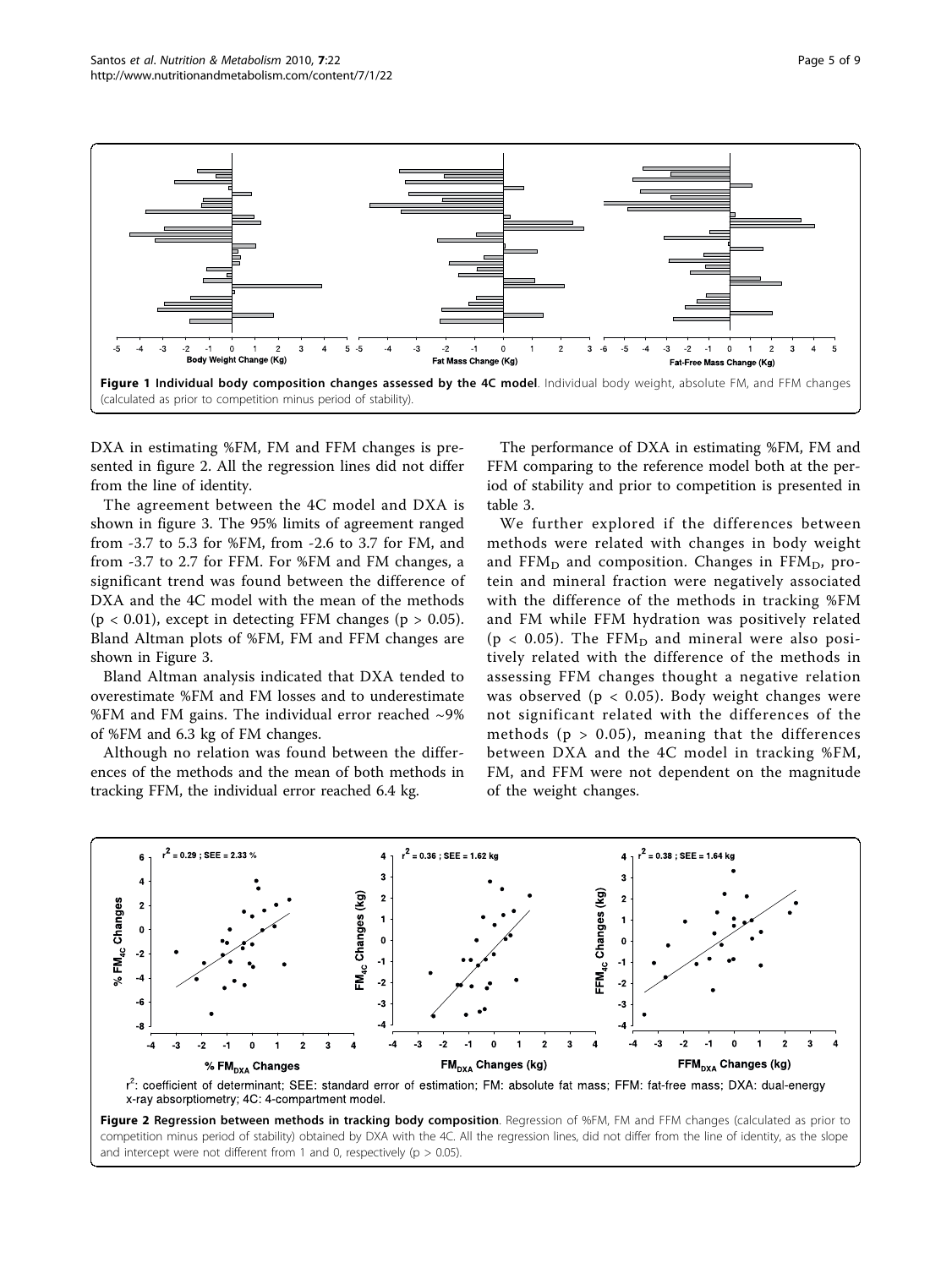**Figure 1 Individual body composition changes assessed by the 4C model**. Individual body weight, absolute FM, and FFM changes (calculated as prior to competition minus period of stability).

DXA in estimating %FM, FM and FFM changes is presented in figure 2. All the regression lines did not differ from the line of identity.

The agreement between the 4C model and DXA is shown in figure 3. The 95% limits of agreement ranged from -3.7 to 5.3 for %FM, from -2.6 to 3.7 for FM, and from -3.7 to 2.7 for FFM. For %FM and FM changes, a significant trend was found between the difference of DXA and the 4C model with the mean of the methods ($p < 0.01$), except in detecting FFM changes ($p > 0.05$). Bland Altman plots of %FM, FM and FFM changes are shown in Figure 3.

Bland Altman analysis indicated that DXA tended to overestimate %FM and FM losses and to underestimate %FM and FM gains. The individual error reached ~9% of %FM and 6.3 kg of FM changes.

Although no relation was found between the differences of the methods and the mean of both methods in tracking FFM, the individual error reached 6.4 kg.

The performance of DXA in estimating %FM, FM and FFM comparing to the reference model both at the period of stability and prior to competition is presented in table 3.

We further explored if the differences between methods were related with changes in body weight and $FFM_D$ and composition. Changes in $FFM_D$, protein and mineral fraction were negatively associated with the difference of the methods in tracking %FM and FM while FFM hydration was positively related ($p < 0.05$). The $FFM_D$ and mineral were also positively related with the difference of the methods in assessing FFM changes thought a negative relation was observed ($p < 0.05$). Body weight changes were not significant related with the differences of the methods ($p > 0.05$), meaning that the differences between DXA and the 4C model in tracking %FM, FM, and FFM were not dependent on the magnitude of the weight changes.

$r^2$: coefficient of determinant; SEE: standard error of estimation; FM: absolute fat mass; FFM: fat-free mass; DXA: dual-energy x-ray absorptiometry; 4C: 4-compartment model.

**Figure 2 Regression between methods in tracking body composition**. Regression of %FM, FM and FFM changes (calculated as prior to competition minus period of stability) obtained by DXA with the 4C. All the regression lines, did not differ from the line of identity, as the slope and intercept were not different from 1 and 0, respectively ($p > 0.05$).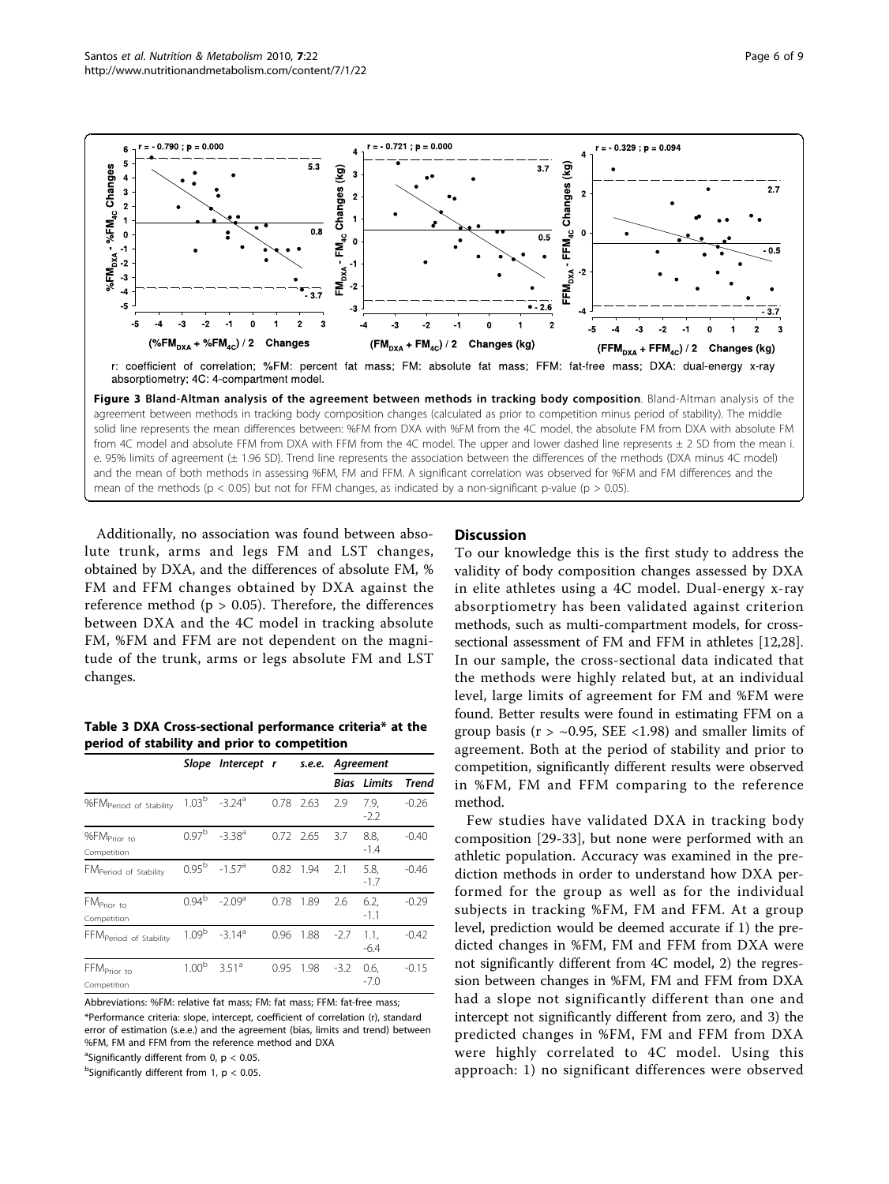r: coefficient of correlation; %FM: percent fat mass; FM: absolute fat mass; FFM: fat-free mass; DXA: dual-energy x-ray absorptiometry; 4C: 4-compartment model.

**Figure 3 Bland-Altman analysis of the agreement between methods in tracking body composition**. Bland-Altman analysis of the agreement between methods in tracking body composition changes (calculated as prior to competition minus period of stability). The middle solid line represents the mean differences between: %FM from DXA with %FM from the 4C model, the absolute FM from DXA with absolute FM from 4C model and absolute FFM from DXA with FFM from the 4C model. The upper and lower dashed line represents ± 2 SD from the mean i.e. 95% limits of agreement (± 1.96 SD). Trend line represents the association between the differences of the methods (DXA minus 4C model) and the mean of both methods in assessing %FM, FM and FFM. A significant correlation was observed for %FM and FM differences and the mean of the methods ($p < 0.05$) but not for FFM changes, as indicated by a non-significant p-value ($p > 0.05$).

Additionally, no association was found between absolute trunk, arms and legs FM and LST changes, obtained by DXA, and the differences of absolute FM, % FM and FFM changes obtained by DXA against the reference method ($p > 0.05$). Therefore, the differences between DXA and the 4C model in tracking absolute FM, %FM and FFM are not dependent on the magnitude of the trunk, arms or legs absolute FM and LST changes.

**Table 3 DXA Cross-sectional performance criteria* at the period of stability and prior to competition**

| | *Slope* | *Intercept* | *r* | *s.e.e.* | *Agreement* | | |
|---|---|---|---|---|---|---|---|
| | | | | | *Bias* | *Limits* | *Trend* |
| $\%FM_{\text{Period of Stability}}$ | 1.03[b] | -3.24[a] | 0.78 | 2.63 | 2.9 | 7.9, -2.2 | -0.26 |
| $\%FM_{\text{Prior to Competition}}$ | 0.97[b] | -3.38[a] | 0.72 | 2.65 | 3.7 | 8.8, -1.4 | -0.40 |
| $FM_{\text{Period of Stability}}$ | 0.95[b] | -1.57[a] | 0.82 | 1.94 | 2.1 | 5.8, -1.7 | -0.46 |
| $FM_{\text{Prior to Competition}}$ | 0.94[b] | -2.09[a] | 0.78 | 1.89 | 2.6 | 6.2, -1.1 | -0.29 |
| $FFM_{\text{Period of Stability}}$ | 1.09[b] | -3.14[a] | 0.96 | 1.88 | -2.7 | 1.1, -6.4 | -0.42 |
| $FFM_{\text{Prior to Competition}}$ | 1.00[b] | 3.51[a] | 0.95 | 1.98 | -3.2 | 0.6, -7.0 | -0.15 |

Abbreviations: %FM: relative fat mass; FM: fat mass; FFM: fat-free mass;
*Performance criteria: slope, intercept, coefficient of correlation (r), standard error of estimation (s.e.e.) and the agreement (bias, limits and trend) between %FM, FM and FFM from the reference method and DXA
[a]Significantly different from 0, $p < 0.05$.
[b]Significantly different from 1, $p < 0.05$.

## Discussion

To our knowledge this is the first study to address the validity of body composition changes assessed by DXA in elite athletes using a 4C model. Dual-energy x-ray absorptiometry has been validated against criterion methods, such as multi-compartment models, for cross-sectional assessment of FM and FFM in athletes [12,28]. In our sample, the cross-sectional data indicated that the methods were highly related but, at an individual level, large limits of agreement for FM and %FM were found. Better results were found in estimating FFM on a group basis ($r > \sim 0.95$, SEE <1.98) and smaller limits of agreement. Both at the period of stability and prior to competition, significantly different results were observed in %FM, FM and FFM comparing to the reference method.

Few studies have validated DXA in tracking body composition [29-33], but none were performed with an athletic population. Accuracy was examined in the prediction methods in order to understand how DXA performed for the group as well as for the individual subjects in tracking %FM, FM and FFM. At a group level, prediction would be deemed accurate if 1) the predicted changes in %FM, FM and FFM from DXA were not significantly different from 4C model, 2) the regression between changes in %FM, FM and FFM from DXA had a slope not significantly different than one and intercept not significantly different from zero, and 3) the predicted changes in %FM, FM and FFM from DXA were highly correlated to 4C model. Using this approach: 1) no significant differences were observed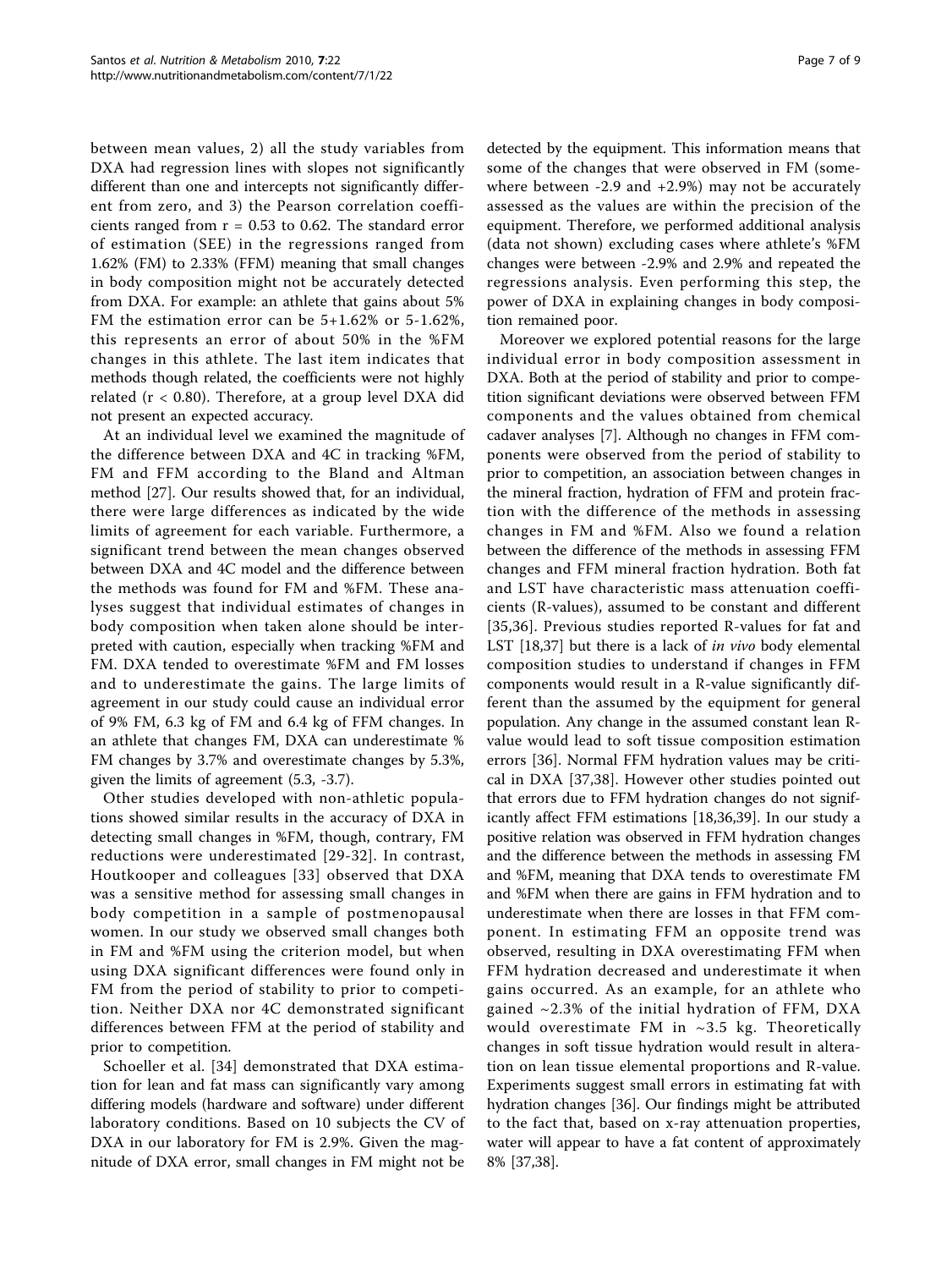between mean values, 2) all the study variables from DXA had regression lines with slopes not significantly different than one and intercepts not significantly different from zero, and 3) the Pearson correlation coefficients ranged from $r = 0.53$ to 0.62. The standard error of estimation (SEE) in the regressions ranged from 1.62% (FM) to 2.33% (FFM) meaning that small changes in body composition might not be accurately detected from DXA. For example: an athlete that gains about 5% FM the estimation error can be 5+1.62% or 5-1.62%, this represents an error of about 50% in the %FM changes in this athlete. The last item indicates that methods though related, the coefficients were not highly related ($r < 0.80$). Therefore, at a group level DXA did not present an expected accuracy.

At an individual level we examined the magnitude of the difference between DXA and 4C in tracking %FM, FM and FFM according to the Bland and Altman method [27]. Our results showed that, for an individual, there were large differences as indicated by the wide limits of agreement for each variable. Furthermore, a significant trend between the mean changes observed between DXA and 4C model and the difference between the methods was found for FM and %FM. These analyses suggest that individual estimates of changes in body composition when taken alone should be interpreted with caution, especially when tracking %FM and FM. DXA tended to overestimate %FM and FM losses and to underestimate the gains. The large limits of agreement in our study could cause an individual error of 9% FM, 6.3 kg of FM and 6.4 kg of FFM changes. In an athlete that changes FM, DXA can underestimate % FM changes by 3.7% and overestimate changes by 5.3%, given the limits of agreement (5.3, -3.7).

Other studies developed with non-athletic populations showed similar results in the accuracy of DXA in detecting small changes in %FM, though, contrary, FM reductions were underestimated [29-32]. In contrast, Houtkooper and colleagues [33] observed that DXA was a sensitive method for assessing small changes in body competition in a sample of postmenopausal women. In our study we observed small changes both in FM and %FM using the criterion model, but when using DXA significant differences were found only in FM from the period of stability to prior to competition. Neither DXA nor 4C demonstrated significant differences between FFM at the period of stability and prior to competition.

Schoeller et al. [34] demonstrated that DXA estimation for lean and fat mass can significantly vary among differing models (hardware and software) under different laboratory conditions. Based on 10 subjects the CV of DXA in our laboratory for FM is 2.9%. Given the magnitude of DXA error, small changes in FM might not be detected by the equipment. This information means that some of the changes that were observed in FM (somewhere between -2.9 and +2.9%) may not be accurately assessed as the values are within the precision of the equipment. Therefore, we performed additional analysis (data not shown) excluding cases where athlete's %FM changes were between -2.9% and 2.9% and repeated the regressions analysis. Even performing this step, the power of DXA in explaining changes in body composition remained poor.

Moreover we explored potential reasons for the large individual error in body composition assessment in DXA. Both at the period of stability and prior to competition significant deviations were observed between FFM components and the values obtained from chemical cadaver analyses [7]. Although no changes in FFM components were observed from the period of stability to prior to competition, an association between changes in the mineral fraction, hydration of FFM and protein fraction with the difference of the methods in assessing changes in FM and %FM. Also we found a relation between the difference of the methods in assessing FFM changes and FFM mineral fraction hydration. Both fat and LST have characteristic mass attenuation coefficients (R-values), assumed to be constant and different [35,36]. Previous studies reported R-values for fat and LST [18,37] but there is a lack of *in vivo* body elemental composition studies to understand if changes in FFM components would result in a R-value significantly different than the assumed by the equipment for general population. Any change in the assumed constant lean R-value would lead to soft tissue composition estimation errors [36]. Normal FFM hydration values may be critical in DXA [37,38]. However other studies pointed out that errors due to FFM hydration changes do not significantly affect FFM estimations [18,36,39]. In our study a positive relation was observed in FFM hydration changes and the difference between the methods in assessing FM and %FM, meaning that DXA tends to overestimate FM and %FM when there are gains in FFM hydration and to underestimate when there are losses in that FFM component. In estimating FFM an opposite trend was observed, resulting in DXA overestimating FFM when FFM hydration decreased and underestimate it when gains occurred. As an example, for an athlete who gained ~2.3% of the initial hydration of FFM, DXA would overestimate FM in ~3.5 kg. Theoretically changes in soft tissue hydration would result in alteration on lean tissue elemental proportions and R-value. Experiments suggest small errors in estimating fat with hydration changes [36]. Our findings might be attributed to the fact that, based on x-ray attenuation properties, water will appear to have a fat content of approximately 8% [37,38].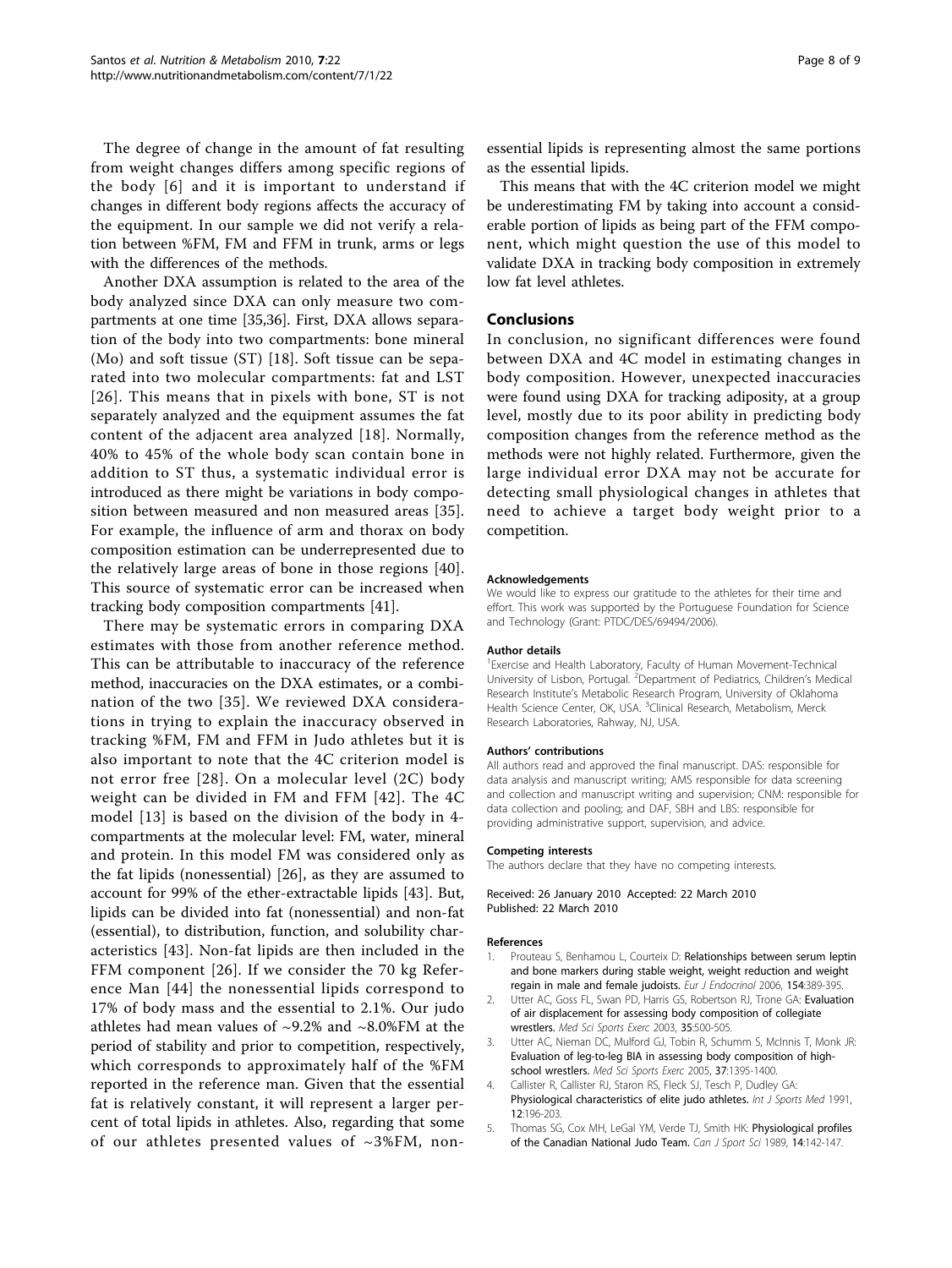The degree of change in the amount of fat resulting from weight changes differs among specific regions of the body [6] and it is important to understand if changes in different body regions affects the accuracy of the equipment. In our sample we did not verify a relation between %FM, FM and FFM in trunk, arms or legs with the differences of the methods.

Another DXA assumption is related to the area of the body analyzed since DXA can only measure two compartments at one time [35,36]. First, DXA allows separation of the body into two compartments: bone mineral (Mo) and soft tissue (ST) [18]. Soft tissue can be separated into two molecular compartments: fat and LST [26]. This means that in pixels with bone, ST is not separately analyzed and the equipment assumes the fat content of the adjacent area analyzed [18]. Normally, 40% to 45% of the whole body scan contain bone in addition to ST thus, a systematic individual error is introduced as there might be variations in body composition between measured and non measured areas [35]. For example, the influence of arm and thorax on body composition estimation can be underrepresented due to the relatively large areas of bone in those regions [40]. This source of systematic error can be increased when tracking body composition compartments [41].

There may be systematic errors in comparing DXA estimates with those from another reference method. This can be attributable to inaccuracy of the reference method, inaccuracies on the DXA estimates, or a combination of the two [35]. We reviewed DXA considerations in trying to explain the inaccuracy observed in tracking %FM, FM and FFM in Judo athletes but it is also important to note that the 4C criterion model is not error free [28]. On a molecular level (2C) body weight can be divided in FM and FFM [42]. The 4C model [13] is based on the division of the body in 4-compartments at the molecular level: FM, water, mineral and protein. In this model FM was considered only as the fat lipids (nonessential) [26], as they are assumed to account for 99% of the ether-extractable lipids [43]. But, lipids can be divided into fat (nonessential) and non-fat (essential), to distribution, function, and solubility characteristics [43]. Non-fat lipids are then included in the FFM component [26]. If we consider the 70 kg Reference Man [44] the nonessential lipids correspond to 17% of body mass and the essential to 2.1%. Our judo athletes had mean values of ~9.2% and ~8.0%FM at the period of stability and prior to competition, respectively, which corresponds to approximately half of the %FM reported in the reference man. Given that the essential fat is relatively constant, it will represent a larger percent of total lipids in athletes. Also, regarding that some of our athletes presented values of ~3%FM, non-essential lipids is representing almost the same portions as the essential lipids.

This means that with the 4C criterion model we might be underestimating FM by taking into account a considerable portion of lipids as being part of the FFM component, which might question the use of this model to validate DXA in tracking body composition in extremely low fat level athletes.

## Conclusions

In conclusion, no significant differences were found between DXA and 4C model in estimating changes in body composition. However, unexpected inaccuracies were found using DXA for tracking adiposity, at a group level, mostly due to its poor ability in predicting body composition changes from the reference method as the methods were not highly related. Furthermore, given the large individual error DXA may not be accurate for detecting small physiological changes in athletes that need to achieve a target body weight prior to a competition.

#### Acknowledgements

We would like to express our gratitude to the athletes for their time and effort. This work was supported by the Portuguese Foundation for Science and Technology (Grant: PTDC/DES/69494/2006).

#### Author details

[1]Exercise and Health Laboratory, Faculty of Human Movement-Technical University of Lisbon, Portugal. [2]Department of Pediatrics, Children's Medical Research Institute's Metabolic Research Program, University of Oklahoma Health Science Center, OK, USA. [3]Clinical Research, Metabolism, Merck Research Laboratories, Rahway, NJ, USA.

#### Authors' contributions

All authors read and approved the final manuscript. DAS: responsible for data analysis and manuscript writing; AMS responsible for data screening and collection and manuscript writing and supervision; CNM: responsible for data collection and pooling; and DAF, SBH and LBS: responsible for providing administrative support, supervision, and advice.

#### Competing interests

The authors declare that they have no competing interests.

Received: 26 January 2010 Accepted: 22 March 2010
Published: 22 March 2010

#### References

1. Prouteau S, Benhamou L, Courteix D: **Relationships between serum leptin and bone markers during stable weight, weight reduction and weight regain in male and female judoists.** *Eur J Endocrinol* 2006, **154**:389-395.
2. Utter AC, Goss FL, Swan PD, Harris GS, Robertson RJ, Trone GA: **Evaluation of air displacement for assessing body composition of collegiate wrestlers.** *Med Sci Sports Exerc* 2003, **35**:500-505.
3. Utter AC, Nieman DC, Mulford GJ, Tobin R, Schumm S, McInnis T, Monk JR: **Evaluation of leg-to-leg BIA in assessing body composition of high-school wrestlers.** *Med Sci Sports Exerc* 2005, **37**:1395-1400.
4. Callister R, Callister RJ, Staron RS, Fleck SJ, Tesch P, Dudley GA: **Physiological characteristics of elite judo athletes.** *Int J Sports Med* 1991, **12**:196-203.
5. Thomas SG, Cox MH, LeGal YM, Verde TJ, Smith HK: **Physiological profiles of the Canadian National Judo Team.** *Can J Sport Sci* 1989, **14**:142-147.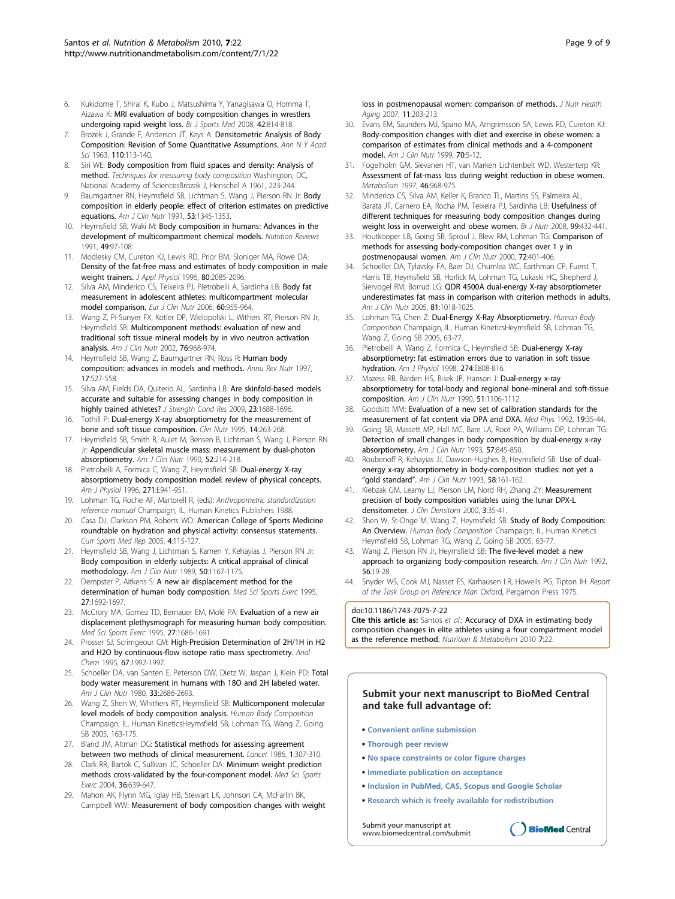6. Kukidome T, Shirai K, Kubo J, Matsushima Y, Yanagisawa O, Homma T, Aizawa K: MRI evaluation of body composition changes in wrestlers undergoing rapid weight loss. *Br J Sports Med* 2008, 42:814-818.
7. Brozek J, Grande F, Anderson JT, Keys A: Densitometric Analysis of Body Composition: Revision of Some Quantitative Assumptions. *Ann N Y Acad Sci* 1963, 110:113-140.
8. Siri WE: Body composition from fluid spaces and density: Analysis of method. *Techniques for measuring body composition* Washington, DC, National Academy of SciencesBrozek J, Henschel A 1961, 223-244.
9. Baumgartner RN, Heymsfield SB, Lichtman S, Wang J, Pierson RN Jr: Body composition in elderly people: effect of criterion estimates on predictive equations. *Am J Clin Nutr* 1991, 53:1345-1353.
10. Heymsfield SB, Waki M: Body composition in humans: Advances in the development of multicompartment chemical models. *Nutrition Reviews* 1991, 49:97-108.
11. Modlesky CM, Cureton KJ, Lewis RD, Prior BM, Sloniger MA, Rowe DA: Density of the fat-free mass and estimates of body composition in male weight trainers. *J Appl Physiol* 1996, 80:2085-2096.
12. Silva AM, Minderico CS, Teixeira PJ, Pietrobelli A, Sardinha LB: Body fat measurement in adolescent athletes: multicompartment molecular model comparison. *Eur J Clin Nutr* 2006, 60:955-964.
13. Wang Z, Pi-Sunyer FX, Kotler DP, Wielopolski L, Withers RT, Pierson RN Jr, Heymsfield SB: Multicomponent methods: evaluation of new and traditional soft tissue mineral models by in vivo neutron activation analysis. *Am J Clin Nutr* 2002, 76:968-974.
14. Heymsfield SB, Wang Z, Baumgartner RN, Ross R: Human body composition: advances in models and methods. *Annu Rev Nutr* 1997, 17:527-558.
15. Silva AM, Fields DA, Quiterio AL, Sardinha LB: Are skinfold-based models accurate and suitable for assessing changes in body composition in highly trained athletes? *J Strength Cond Res* 2009, 23:1688-1696.
16. Tothill P: Dual-energy X-ray absorptiometry for the measurement of bone and soft tissue composition. *Clin Nutr* 1995, 14:263-268.
17. Heymsfield SB, Smith R, Aulet M, Bensen B, Lichtman S, Wang J, Pierson RN Jr: Appendicular skeletal muscle mass: measurement by dual-photon absorptiometry. *Am J Clin Nutr* 1990, 52:214-218.
18. Pietrobelli A, Formica C, Wang Z, Heymsfield SB: Dual-energy X-ray absorptiometry body composition model: review of physical concepts. *Am J Physiol* 1996, 271:E941-951.
19. Lohman TG, Roche AF, Martorell R, (eds): *Anthropometric standardization reference manual* Champaign, IL, Human Kinetics Publishers 1988.
20. Casa DJ, Clarkson PM, Roberts WO: American College of Sports Medicine roundtable on hydration and physical activity: consensus statements. *Curr Sports Med Rep* 2005, 4:115-127.
21. Heymsfield SB, Wang J, Lichtman S, Kamen Y, Kehayias J, Pierson RN Jr: Body composition in elderly subjects: A critical appraisal of clinical methodology. *Am J Clin Nutr* 1989, 50:1167-1175.
22. Dempster P, Aitkens S: A new air displacement method for the determination of human body composition. *Med Sci Sports Exerc* 1995, 27:1692-1697.
23. McCrory MA, Gomez TD, Bernauer EM, Molé PA: Evaluation of a new air displacement plethysmograph for measuring human body composition. *Med Sci Sports Exerc* 1995, 27:1686-1691.
24. Prosser SJ, Scrimgeour CM: High-Precision Determination of 2H/1H in H2 and H2O by continuous-flow isotope ratio mass spectrometry. *Anal Chem* 1995, 67:1992-1997.
25. Schoeller DA, van Santen E, Peterson DW, Dietz W, Jaspan J, Klein PD: Total body water measurement in humans with 18O and 2H labeled water. *Am J Clin Nutr* 1980, 33:2686-2693.
26. Wang Z, Shen W, Whithers RT, Heymsfield SB: Multicomponent molecular level models of body composition analysis. *Human Body Composition* Champaign, IL, Human KineticsHeymsfield SB, Lohman TG, Wang Z, Going SB 2005, 163-175.
27. Bland JM, Altman DG: Statistical methods for assessing agreement between two methods of clinical measurement. *Lancet* 1986, 1:307-310.
28. Clark RR, Bartok C, Sullivan JC, Schoeller DA: Minimum weight prediction methods cross-validated by the four-component model. *Med Sci Sports Exerc* 2004, 36:639-647.
29. Mahon AK, Flynn MG, Iglay HB, Stewart LK, Johnson CA, McFarlin BK, Campbell WW: Measurement of body composition changes with weight loss in postmenopausal women: comparison of methods. *J Nutr Health Aging* 2007, 11:203-213.
30. Evans EM, Saunders MJ, Spano MA, Arngrimsson SA, Lewis RD, Cureton KJ: Body-composition changes with diet and exercise in obese women: a comparison of estimates from clinical methods and a 4-component model. *Am J Clin Nutr* 1999, 70:5-12.
31. Fogelholm GM, Sievanen HT, van Marken Lichtenbelt WD, Westerterp KR: Assessment of fat-mass loss during weight reduction in obese women. *Metabolism* 1997, 46:968-975.
32. Minderico CS, Silva AM, Keller K, Branco TL, Martins SS, Palmeira AL, Barata JT, Carnero EA, Rocha PM, Teixeira PJ, Sardinha LB: Usefulness of different techniques for measuring body composition changes during weight loss in overweight and obese women. *Br J Nutr* 2008, 99:432-441.
33. Houtkooper LB, Going SB, Sproul J, Blew RM, Lohman TG: Comparison of methods for assessing body-composition changes over 1 y in postmenopausal women. *Am J Clin Nutr* 2000, 72:401-406.
34. Schoeller DA, Tylavsky FA, Baer DJ, Chumlea WC, Earthman CP, Fuerst T, Harris TB, Heymsfield SB, Horlick M, Lohman TG, Lukaski HC, Shepherd J, Siervogel RM, Borrud LG: QDR 4500A dual-energy X-ray absorptiometer underestimates fat mass in comparison with criterion methods in adults. *Am J Clin Nutr* 2005, 81:1018-1025.
35. Lohman TG, Chen Z: Dual-Energy X-Ray Absorptiometry. *Human Body Composition* Champaign, IL, Human KineticsHeymsfield SB, Lohman TG, Wang Z, Going SB 2005, 63-77.
36. Pietrobelli A, Wang Z, Formica C, Heymsfield SB: Dual-energy X-ray absorptiometry: fat estimation errors due to variation in soft tissue hydration. *Am J Physiol* 1998, 274:E808-816.
37. Mazess RB, Barden HS, Bisek JP, Hanson J: Dual-energy x-ray absorptiometry for total-body and regional bone-mineral and soft-tissue composition. *Am J Clin Nutr* 1990, 51:1106-1112.
38. Goodsitt MM: Evaluation of a new set of calibration standards for the measurement of fat content via DPA and DXA. *Med Phys* 1992, 19:35-44.
39. Going SB, Massett MP, Hall MC, Bare LA, Root PA, Williams DP, Lohman TG: Detection of small changes in body composition by dual-energy x-ray absorptiometry. *Am J Clin Nutr* 1993, 57:845-850.
40. Roubenoff R, Kehayias JJ, Dawson-Hughes B, Heymsfield SB: Use of dual-energy x-ray absorptiometry in body-composition studies: not yet a "gold standard". *Am J Clin Nutr* 1993, 58:161-162.
41. Kiebzak GM, Leamy LJ, Pierson LM, Nord RH, Zhang ZY: Measurement precision of body composition variables using the lunar DPX-L densitometer. *J Clin Densitom* 2000, 3:35-41.
42. Shen W, St-Onge M, Wang Z, Heymsfield SB: Study of Body Composition: An Overview. *Human Body Composition* Champaign, IL, Human Kinetics Heymsfield SB, Lohman TG, Wang Z, Going SB 2005, 63-77.
43. Wang Z, Pierson RN Jr, Heymsfield SB: The five-level model: a new approach to organizing body-composition research. *Am J Clin Nutr* 1992, 56:19-28.
44. Snyder WS, Cook MJ, Nasset ES, Karhausen LR, Howells PG, Tipton IH: *Report of the Task Group on Reference Man* Oxford, Pergamon Press 1975.

doi:10.1186/1743-7075-7-22

**Cite this article as:** Santos *et al.*: Accuracy of DXA in estimating body composition changes in elite athletes using a four compartment model as the reference method. *Nutrition & Metabolism* 2010 7:22.

**Submit your next manuscript to BioMed Central and take full advantage of:**

- Convenient online submission
- Thorough peer review
- No space constraints or color figure charges
- Immediate publication on acceptance
- Inclusion in PubMed, CAS, Scopus and Google Scholar
- Research which is freely available for redistribution

Submit your manuscript at www.biomedcentral.com/submit

BioMed Central